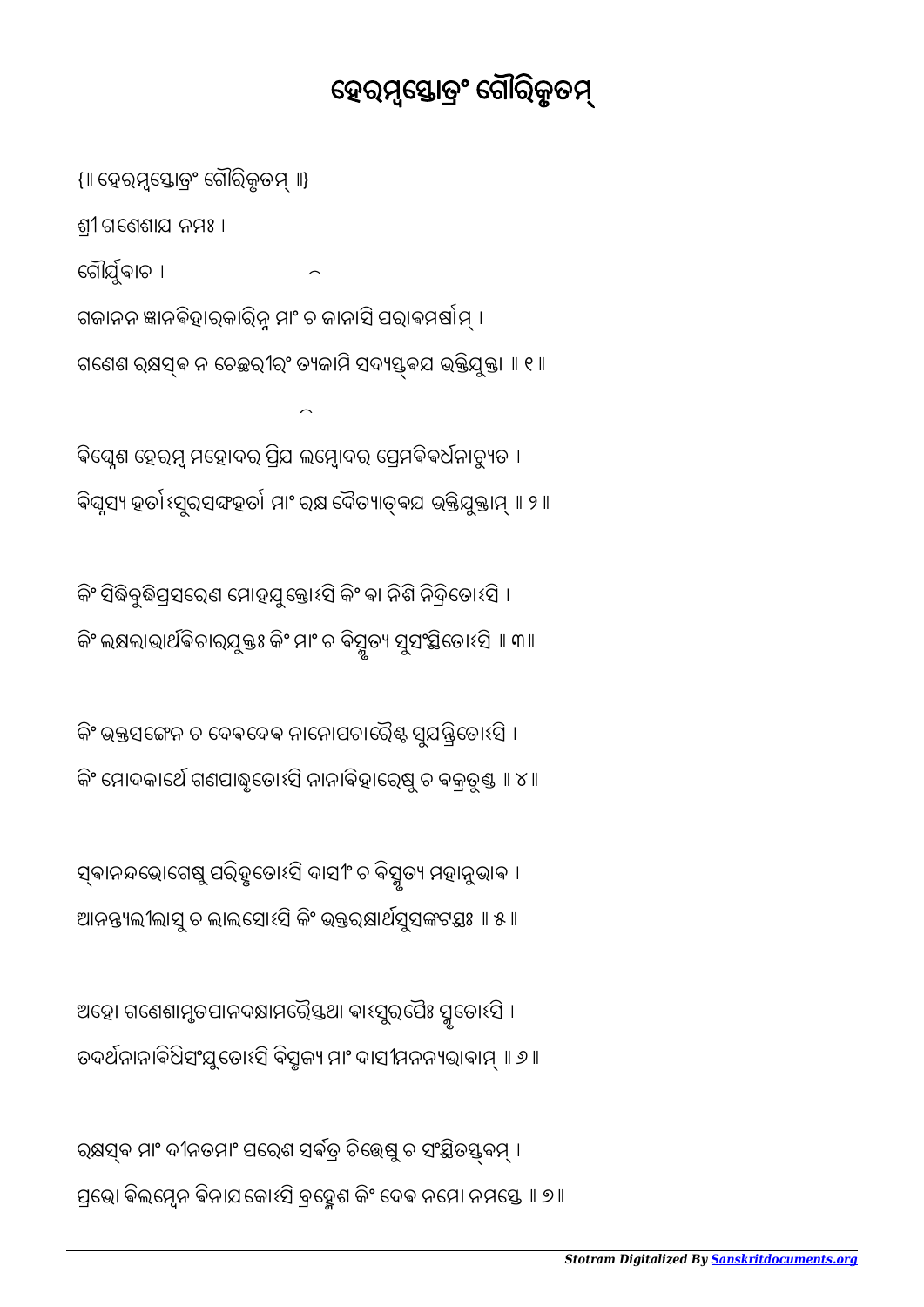# ହେରମ୍ବସ୍ତୋତ୍ରଂ ଗୌରିକୃତମ୍

{॥ ହେରମ୍ବସ୍ତୋତ୍ରଂ ଗୌରିକୃତମ୍ ॥}

ଶ୍ରୀଗଣେଶାଯ ନମଃ ।

ଗୌର୍ଯୁବାଚ ।

ଗଜାନନ ଜ୍ଞାନବିହାରକାରିନ୍ନ ମାଂ ଚ ଜାନାସି ପରାବମର୍ଷାମ୍ ।
ଗଣେଶ ରକ୍ଷସ୍ଵ ନ ଚେଚ୍ଛରୀରଂ ତ୍ୟଜାମି ସଦ୍ୟସ୍ତ୍ଵଯ ଭକ୍ତିଯୁକ୍ତା ॥ ୧ ॥

ବିଘ୍ନେଶ ହେରମ୍ବ ମହୋଦର ପ୍ରିଯ ଲମ୍ବୋଦର ପ୍ରେମବିବର୍ଧନାଚ୍ୟୁତ ।
ବିଘ୍ନସ୍ୟ ହର୍ତାଽସୁରସଙ୍ଘହର୍ତା ମାଂ ରକ୍ଷ ଦୈତ୍ୟାତ୍ଵଯ ଭକ୍ତିଯୁକ୍ତାମ୍ ॥ ୨ ॥

କିଂ ସିଦ୍ଧିବୁଦ୍ଧିପ୍ରସରେଣ ମୋହଯୁକ୍ତୋଽସି କିଂ ଵା ନିଶି ନିଦ୍ରିତୋଽସି ।
କିଂ ଲକ୍ଷଲାଭାର୍ଥବିଚାରଯୁକ୍ତଃ କିଂ ମାଂ ଚ ବିସ୍ମୃତ୍ୟ ସୁସଂସ୍ଥିତୋଽସି ॥ ୩ ॥

କିଂ ଭକ୍ତସଙ୍ଗେନ ଚ ଦେବଦେବ ନାନୋପଚାରୈଶ୍ଚ ସୁଯନ୍ତ୍ରିତୋଽସି ।
କିଂ ମୋଦକାର୍ଥେ ଗଣପାଢ୍ରୁତୋଽସି ନାନାବିହାରେଷୁ ଚ ବକ୍ରତୁଣ୍ଡ ॥ ୪ ॥

ସ୍ଵାନନ୍ଦଭୋଗେଷୁ ପରିହୃତୋଽସି ଦାସୀଂ ଚ ବିସ୍ମୃତ୍ୟ ମହାନୁଭାବ ।
ଆନନ୍ତ୍ୟଲୀଲାସୁ ଚ ଲାଲସୋଽସି କିଂ ଭକ୍ତରକ୍ଷାର୍ଥସୁସଙ୍କଟସ୍ଥଃ ॥ ୫ ॥

ଅହୋ ଗଣେଶାମୃତପାନଦକ୍ଷାମରୈସ୍ତଥା ଵାଽସୁରପୈଃ ସ୍ମୃତୋଽସି ।
ତଦର୍ଥନାନାବିଧିସଂଯୁତୋଽସି ବିସ୍ମୃଜ୍ୟ ମାଂ ଦାସୀମନନ୍ୟଭାବାମ୍ ॥ ୬ ॥

ରକ୍ଷସ୍ଵ ମାଂ ଦୀନତମାଂ ପରେଶ ସର୍ବତ୍ର ଚିତ୍ତେଷୁ ଚ ସଂସ୍ଥିତସ୍ତ୍ଵମ୍ ।
ପ୍ରଭୋ ବିଲମ୍ବେନ ବିନାଯକୋଽସି ବ୍ରହ୍ମେଶ କିଂ ଦେବ ନମୋ ନମସ୍ତେ ॥ ୭ ॥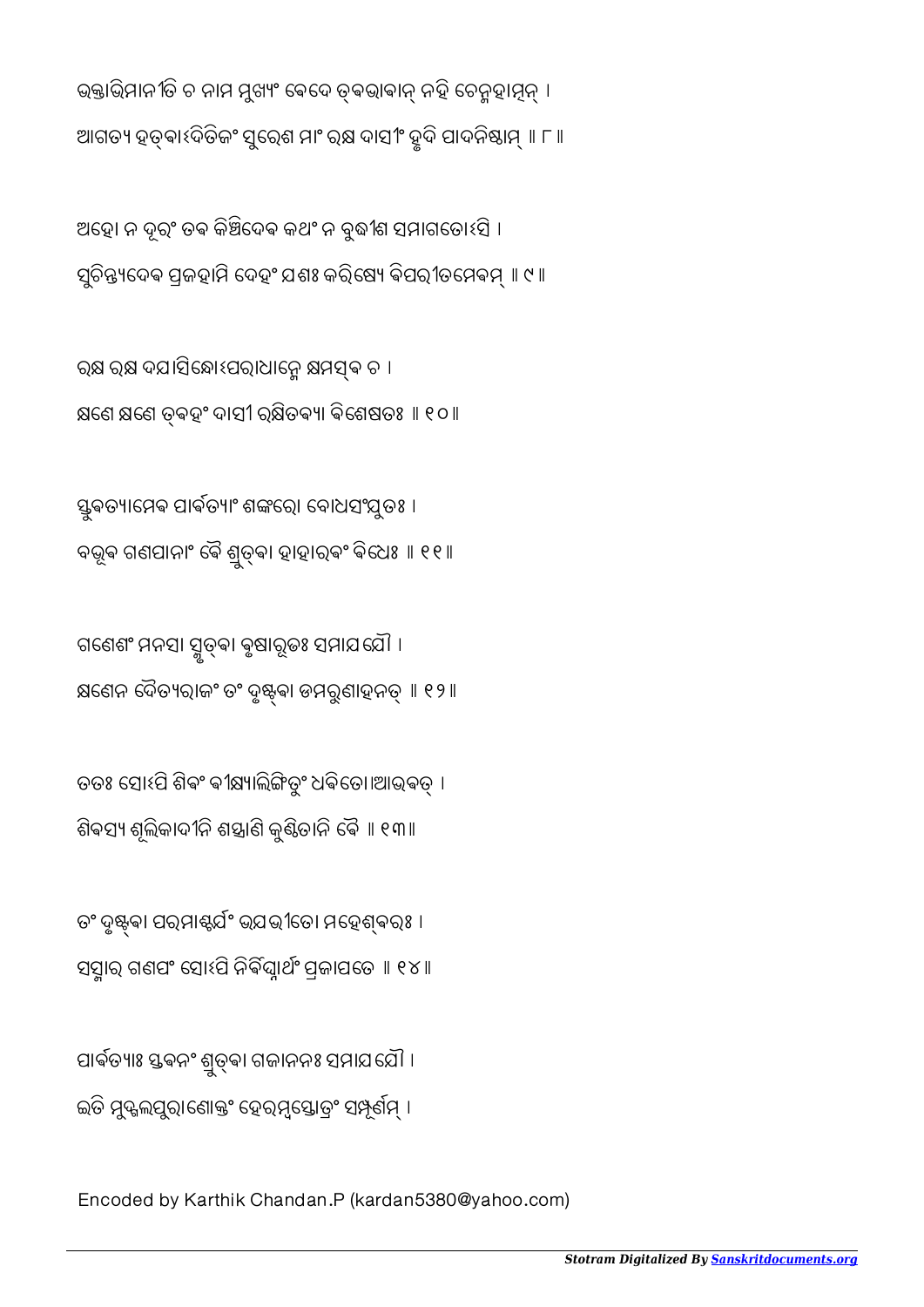ଭକ୍ତାଭିମାନୀତି ଚ ନାମ ମୁଖ୍ୟଂ ବେଦେ ତ୍ଵଭାବାନ୍ ନହି ଚେନ୍ମହାତ୍ମନ୍ ।
ଆଗତ୍ୟ ହତ୍ଵାଽଦିତିଜଂ ସୁରେଶ ମାଂ ରକ୍ଷ ଦାସୀଂ ହୃଦି ପାଦନିଷ୍ଠାମ୍ ॥ ୮ ॥

ଅହୋ ନ ଦୂରଂ ତବ କିଞ୍ଚିଦେବ କଥଂ ନ ବୁଦ୍ଧୀଶ ସମାଗତୋଽସି ।
ସୁଚିନ୍ତ୍ୟଦେବ ପ୍ରଜହାମି ଦେହଂ ଯଶଃ କରିଷ୍ୟେ ବିପରୀତମେବମ୍ ॥ ୯ ॥

ରକ୍ଷ ରକ୍ଷ ଦୟାସିନ୍ଧୋଽପରାଧାନ୍ମେ କ୍ଷମସ୍ଵ ଚ ।
କ୍ଷଣେ କ୍ଷଣେ ତ୍ଵହଂ ଦାସୀ ରକ୍ଷିତବ୍ୟା ବିଶେଷତଃ ॥ ୧୦ ॥

ସ୍ତୁବତ୍ୟାମେବ ପାର୍ବତ୍ୟାଂ ଶଙ୍କରୋ ବୋଧସଂଯୁତଃ ।
ବଭୂବ ଗଣପାନାଂ ବୈ ଶ୍ରୁତ୍ଵା ହାହାରବଂ ବିଧେଃ ॥ ୧୧ ॥

ଗଣେଶଂ ମନସା ସ୍ମୃତ୍ଵା ବୃଷାରୂଢଃ ସମାୟଯୌ ।
କ୍ଷଣେନ ଦୈତ୍ୟରାଜଂ ତଂ ଦୃଷ୍ଟ୍ଵା ଡମରୁଣାହନତ୍ ॥ ୧୨ ॥

ତତଃ ସୋଽପି ଶିବଂ ଵୀକ୍ଷ୍ୟାଲିଙ୍ଗିତୁଂ ଧବିତୋଽଭବତ୍ ।
ଶିବସ୍ୟ ଶୂଲିକାଦୀନି ଶସ୍ତ୍ରାଣି କୁଣ୍ଠିତାନି ବୈ ॥ ୧୩ ॥

ତଂ ଦୃଷ୍ଟ୍ଵା ପରମାଶ୍ଚର୍ଯଂ ଭୟଭୀତୋ ମହେଶ୍ଵରଃ ।
ସସ୍ମାର ଗଣପଂ ସୋଽପି ନିର୍ବିଘ୍ନାର୍ଥଂ ପ୍ରଜାପତେ ॥ ୧୪ ॥

ପାର୍ବତ୍ୟାଃ ସ୍ତବନଂ ଶ୍ରୁତ୍ଵା ଗଜାନନଃ ସମାୟଯୌ ।
ଇତି ମୁଦ୍ଗଲପୁରାଣୋକ୍ତଂ ହେରମ୍ବସ୍ତୋତ୍ରଂ ସମ୍ପୂର୍ଣମ୍ ।

Encoded by Karthik Chandan.P (kardan5380@yahoo.com)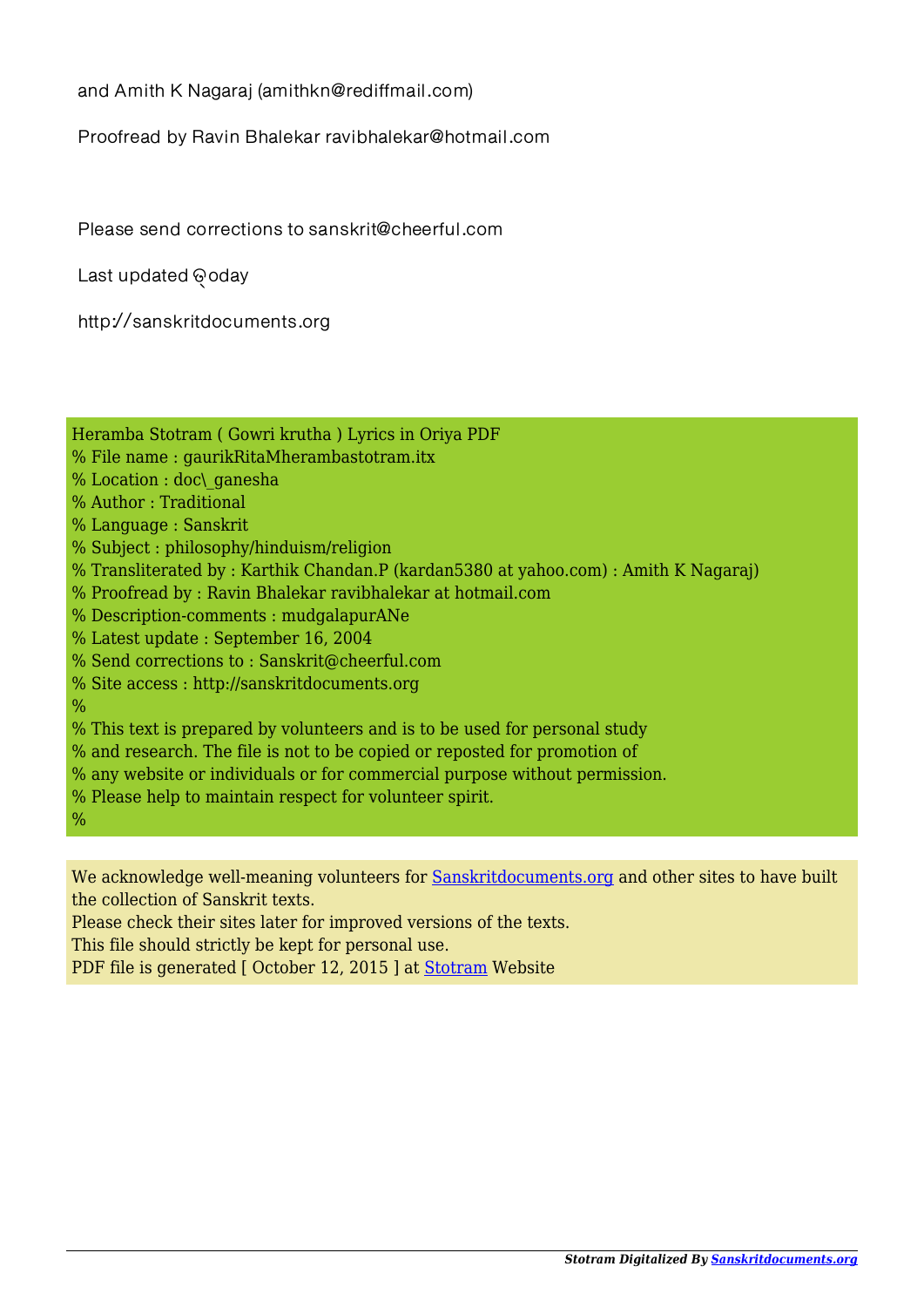and Amith K Nagaraj (amithkn@rediffmail.com)

Proofread by Ravin Bhalekar ravibhalekar@hotmail.com

Please send corrections to sanskrit@cheerful.com

Last updated ଡ଼oday

http://sanskritdocuments.org

Heramba Stotram ( Gowri krutha ) Lyrics in Oriya PDF
% File name : gaurikRitaMherambastotram.itx
% Location : doc\_ganesha
% Author : Traditional
% Language : Sanskrit
% Subject : philosophy/hinduism/religion
% Transliterated by : Karthik Chandan.P (kardan5380 at yahoo.com) : Amith K Nagaraj)
% Proofread by : Ravin Bhalekar ravibhalekar at hotmail.com
% Description-comments : mudgalapurANe
% Latest update : September 16, 2004
% Send corrections to : Sanskrit@cheerful.com
% Site access : http://sanskritdocuments.org
%
% This text is prepared by volunteers and is to be used for personal study
% and research. The file is not to be copied or reposted for promotion of
% any website or individuals or for commercial purpose without permission.
% Please help to maintain respect for volunteer spirit.
%

We acknowledge well-meaning volunteers for Sanskritdocuments.org and other sites to have built the collection of Sanskrit texts.
Please check their sites later for improved versions of the texts.
This file should strictly be kept for personal use.
PDF file is generated [ October 12, 2015 ] at Stotram Website